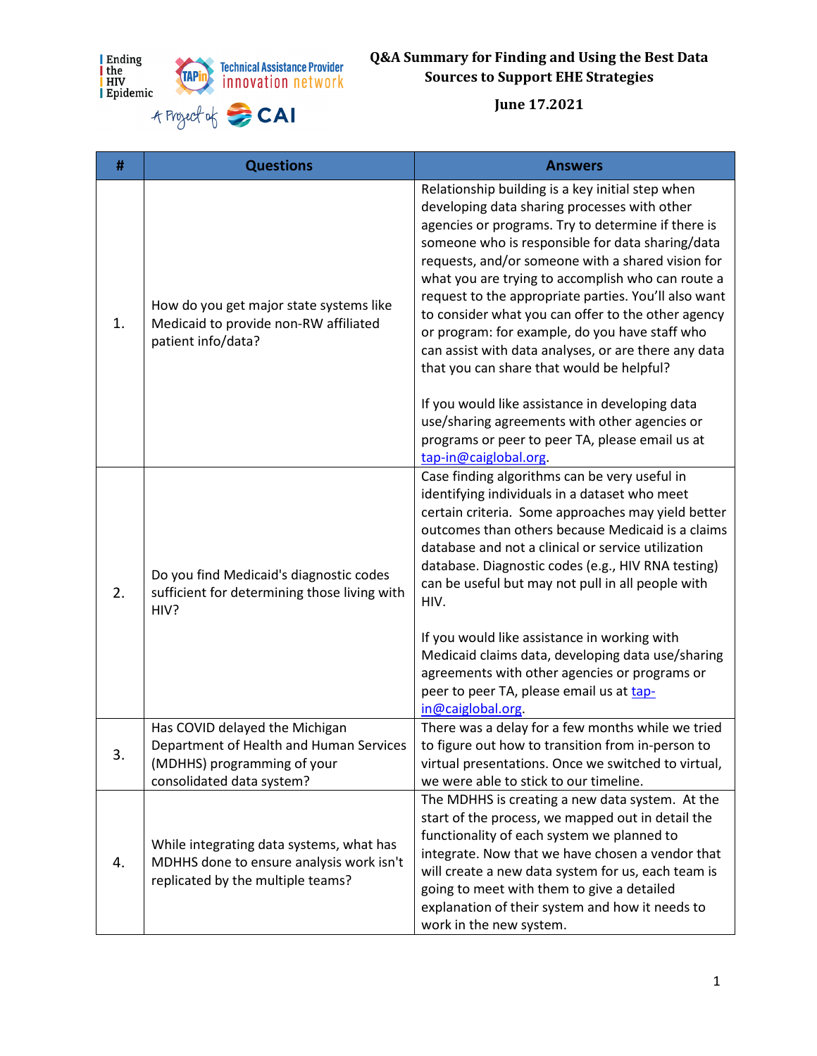# Q&A Summary for Finding and Using the Best Data Sources to Support EHE Strategies

**June 17.2021**

| # | Questions | Answers |
| --- | --- | --- |
| 1. | How do you get major state systems like Medicaid to provide non-RW affiliated patient info/data? | Relationship building is a key initial step when developing data sharing processes with other agencies or programs. Try to determine if there is someone who is responsible for data sharing/data requests, and/or someone with a shared vision for what you are trying to accomplish who can route a request to the appropriate parties. You'll also want to consider what you can offer to the other agency or program: for example, do you have staff who can assist with data analyses, or are there any data that you can share that would be helpful?<br><br>If you would like assistance in developing data use/sharing agreements with other agencies or programs or peer to peer TA, please email us at tap-in@caiglobal.org. |
| 2. | Do you find Medicaid's diagnostic codes sufficient for determining those living with HIV? | Case finding algorithms can be very useful in identifying individuals in a dataset who meet certain criteria. Some approaches may yield better outcomes than others because Medicaid is a claims database and not a clinical or service utilization database. Diagnostic codes (e.g., HIV RNA testing) can be useful but may not pull in all people with HIV.<br><br>If you would like assistance in working with Medicaid claims data, developing data use/sharing agreements with other agencies or programs or peer to peer TA, please email us at tap-in@caiglobal.org. |
| 3. | Has COVID delayed the Michigan Department of Health and Human Services (MDHHS) programming of your consolidated data system? | There was a delay for a few months while we tried to figure out how to transition from in-person to virtual presentations. Once we switched to virtual, we were able to stick to our timeline. |
| 4. | While integrating data systems, what has MDHHS done to ensure analysis work isn't replicated by the multiple teams? | The MDHHS is creating a new data system. At the start of the process, we mapped out in detail the functionality of each system we planned to integrate. Now that we have chosen a vendor that will create a new data system for us, each team is going to meet with them to give a detailed explanation of their system and how it needs to work in the new system. |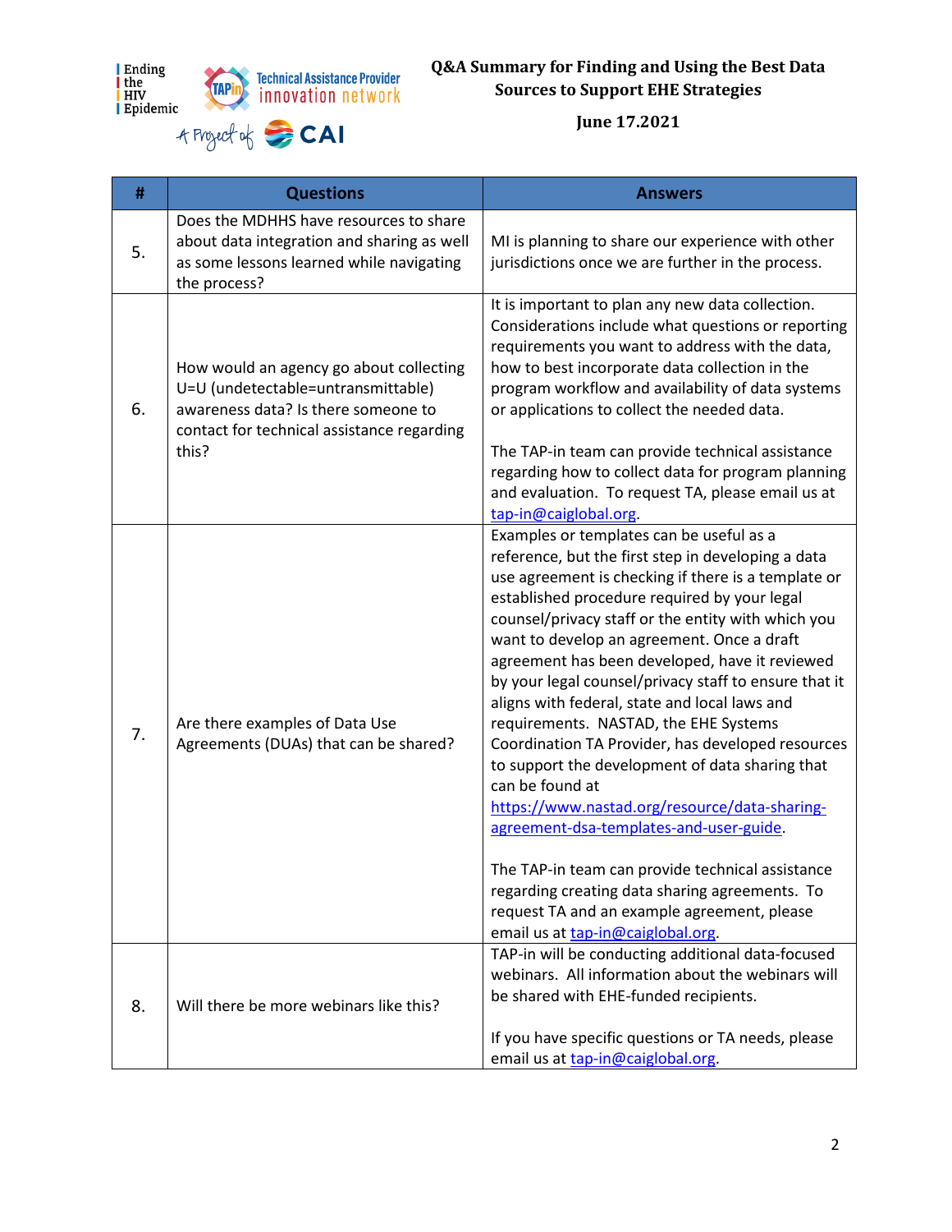| # | Questions | Answers |
|---|---|---|
| 5. | Does the MDHHS have resources to share about data integration and sharing as well as some lessons learned while navigating the process? | MI is planning to share our experience with other jurisdictions once we are further in the process. |
| 6. | How would an agency go about collecting U=U (undetectable=untransmittable) awareness data? Is there someone to contact for technical assistance regarding this? | It is important to plan any new data collection. Considerations include what questions or reporting requirements you want to address with the data, how to best incorporate data collection in the program workflow and availability of data systems or applications to collect the needed data.<br><br>The TAP-in team can provide technical assistance regarding how to collect data for program planning and evaluation. To request TA, please email us at tap-in@caiglobal.org. |
| 7. | Are there examples of Data Use Agreements (DUAs) that can be shared? | Examples or templates can be useful as a reference, but the first step in developing a data use agreement is checking if there is a template or established procedure required by your legal counsel/privacy staff or the entity with which you want to develop an agreement. Once a draft agreement has been developed, have it reviewed by your legal counsel/privacy staff to ensure that it aligns with federal, state and local laws and requirements. NASTAD, the EHE Systems Coordination TA Provider, has developed resources to support the development of data sharing that can be found at https://www.nastad.org/resource/data-sharing-agreement-dsa-templates-and-user-guide.<br><br>The TAP-in team can provide technical assistance regarding creating data sharing agreements. To request TA and an example agreement, please email us at tap-in@caiglobal.org. |
| 8. | Will there be more webinars like this? | TAP-in will be conducting additional data-focused webinars. All information about the webinars will be shared with EHE-funded recipients.<br><br>If you have specific questions or TA needs, please email us at tap-in@caiglobal.org. |